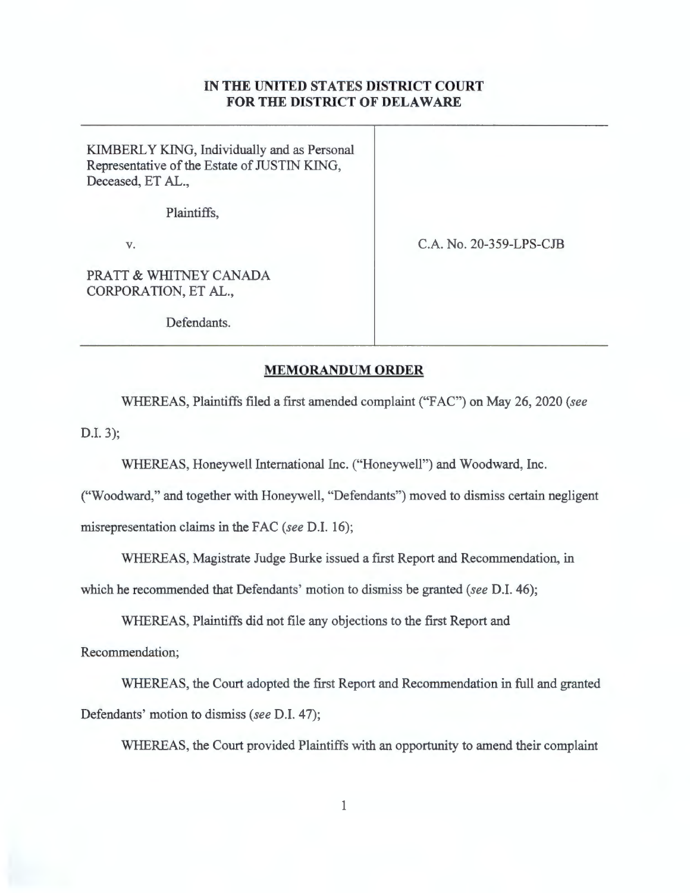# IN THE UNITED STATES DISTRICT COURT FOR THE DISTRICT OF DELAWARE

| | |
|---|---|
| KIMBERLY KING, Individually and as Personal Representative of the Estate of JUSTIN KING, Deceased, ET AL.,<br><br>Plaintiffs,<br><br>v.<br><br>PRATT & WHITNEY CANADA CORPORATION, ET AL.,<br><br>Defendants. | C.A. No. 20-359-LPS-CJB |

## MEMORANDUM ORDER

WHEREAS, Plaintiffs filed a first amended complaint ("FAC") on May 26, 2020 (*see* D.I. 3);

WHEREAS, Honeywell International Inc. ("Honeywell") and Woodward, Inc. ("Woodward," and together with Honeywell, "Defendants") moved to dismiss certain negligent misrepresentation claims in the FAC (*see* D.I. 16);

WHEREAS, Magistrate Judge Burke issued a first Report and Recommendation, in which he recommended that Defendants' motion to dismiss be granted (*see* D.I. 46);

WHEREAS, Plaintiffs did not file any objections to the first Report and Recommendation;

WHEREAS, the Court adopted the first Report and Recommendation in full and granted Defendants' motion to dismiss (*see* D.I. 47);

WHEREAS, the Court provided Plaintiffs with an opportunity to amend their complaint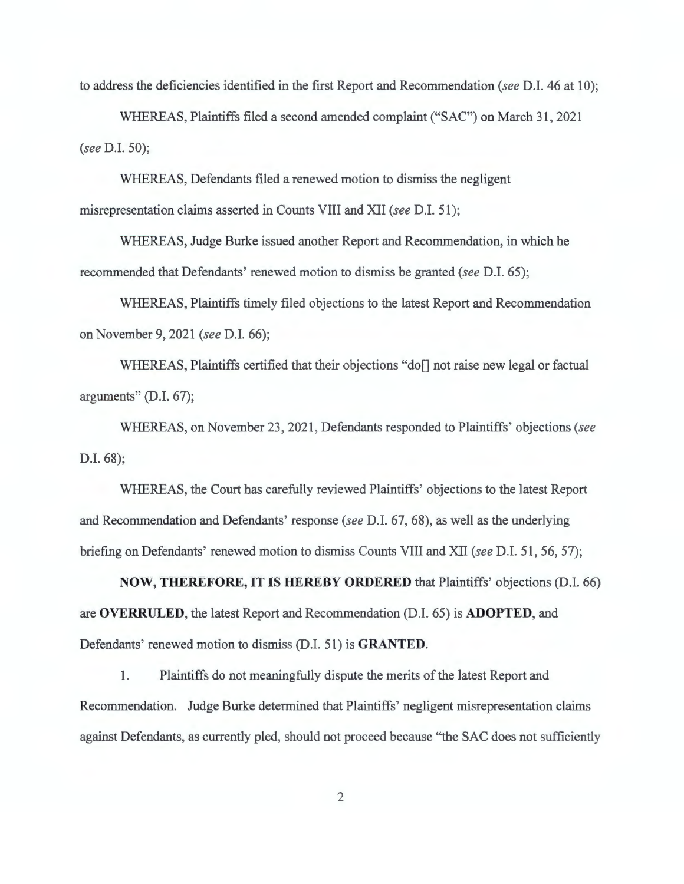to address the deficiencies identified in the first Report and Recommendation (*see* D.I. 46 at 10);

WHEREAS, Plaintiffs filed a second amended complaint ("SAC") on March 31, 2021 (*see* D.I. 50);

WHEREAS, Defendants filed a renewed motion to dismiss the negligent misrepresentation claims asserted in Counts VIII and XII (*see* D.I. 51);

WHEREAS, Judge Burke issued another Report and Recommendation, in which he recommended that Defendants' renewed motion to dismiss be granted (*see* D.I. 65);

WHEREAS, Plaintiffs timely filed objections to the latest Report and Recommendation on November 9, 2021 (*see* D.I. 66);

WHEREAS, Plaintiffs certified that their objections "do[] not raise new legal or factual arguments" (D.I. 67);

WHEREAS, on November 23, 2021, Defendants responded to Plaintiffs' objections (*see* D.I. 68);

WHEREAS, the Court has carefully reviewed Plaintiffs' objections to the latest Report and Recommendation and Defendants' response (*see* D.I. 67, 68), as well as the underlying briefing on Defendants' renewed motion to dismiss Counts VIII and XII (*see* D.I. 51, 56, 57);

**NOW, THEREFORE, IT IS HEREBY ORDERED** that Plaintiffs' objections (D.I. 66) are **OVERRULED**, the latest Report and Recommendation (D.I. 65) is **ADOPTED**, and Defendants' renewed motion to dismiss (D.I. 51) is **GRANTED**.

1. Plaintiffs do not meaningfully dispute the merits of the latest Report and Recommendation. Judge Burke determined that Plaintiffs' negligent misrepresentation claims against Defendants, as currently pled, should not proceed because "the SAC does not sufficiently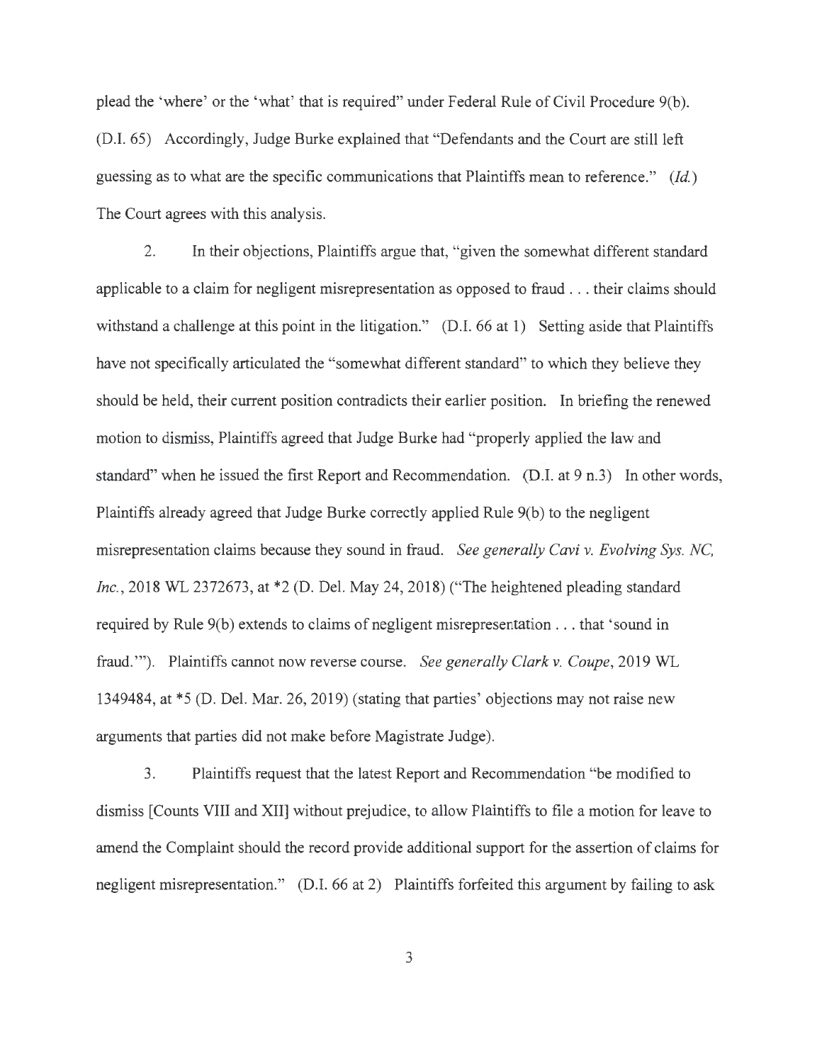plead the 'where' or the 'what' that is required" under Federal Rule of Civil Procedure 9(b). (D.I. 65) Accordingly, Judge Burke explained that "Defendants and the Court are still left guessing as to what are the specific communications that Plaintiffs mean to reference." (*Id.*) The Court agrees with this analysis.

2. In their objections, Plaintiffs argue that, "given the somewhat different standard applicable to a claim for negligent misrepresentation as opposed to fraud . . . their claims should withstand a challenge at this point in the litigation." (D.I. 66 at 1) Setting aside that Plaintiffs have not specifically articulated the "somewhat different standard" to which they believe they should be held, their current position contradicts their earlier position. In briefing the renewed motion to dismiss, Plaintiffs agreed that Judge Burke had "properly applied the law and standard" when he issued the first Report and Recommendation. (D.I. at 9 n.3) In other words, Plaintiffs already agreed that Judge Burke correctly applied Rule 9(b) to the negligent misrepresentation claims because they sound in fraud. *See generally Cavi v. Evolving Sys. NC, Inc.*, 2018 WL 2372673, at *2 (D. Del. May 24, 2018) ("The heightened pleading standard required by Rule 9(b) extends to claims of negligent misrepresentation . . . that 'sound in fraud.'"). Plaintiffs cannot now reverse course. *See generally Clark v. Coupe*, 2019 WL 1349484, at *5 (D. Del. Mar. 26, 2019) (stating that parties' objections may not raise new arguments that parties did not make before Magistrate Judge).

3. Plaintiffs request that the latest Report and Recommendation "be modified to dismiss [Counts VIII and XII] without prejudice, to allow Plaintiffs to file a motion for leave to amend the Complaint should the record provide additional support for the assertion of claims for negligent misrepresentation." (D.I. 66 at 2) Plaintiffs forfeited this argument by failing to ask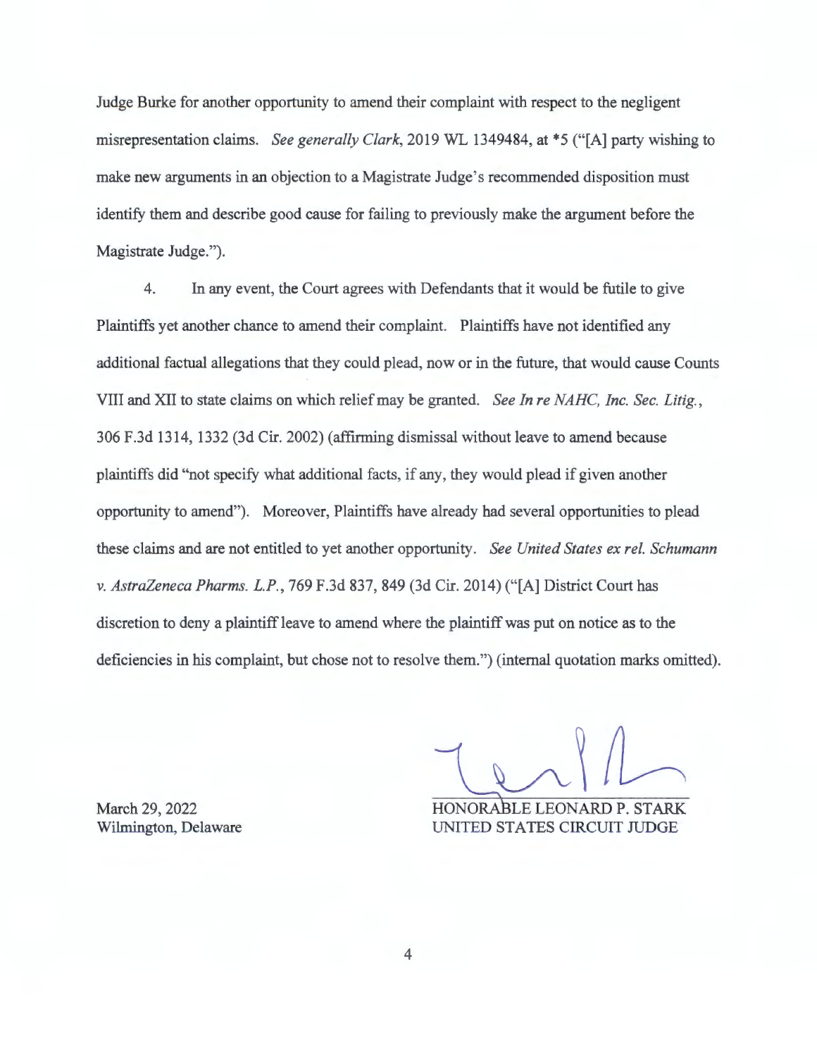Judge Burke for another opportunity to amend their complaint with respect to the negligent misrepresentation claims. *See generally Clark*, 2019 WL 1349484, at *5 ("[A] party wishing to make new arguments in an objection to a Magistrate Judge's recommended disposition must identify them and describe good cause for failing to previously make the argument before the Magistrate Judge.").

4. In any event, the Court agrees with Defendants that it would be futile to give Plaintiffs yet another chance to amend their complaint. Plaintiffs have not identified any additional factual allegations that they could plead, now or in the future, that would cause Counts VIII and XII to state claims on which relief may be granted. *See In re NAHC, Inc. Sec. Litig.*, 306 F.3d 1314, 1332 (3d Cir. 2002) (affirming dismissal without leave to amend because plaintiffs did "not specify what additional facts, if any, they would plead if given another opportunity to amend"). Moreover, Plaintiffs have already had several opportunities to plead these claims and are not entitled to yet another opportunity. *See United States ex rel. Schumann v. AstraZeneca Pharms. L.P.*, 769 F.3d 837, 849 (3d Cir. 2014) ("[A] District Court has discretion to deny a plaintiff leave to amend where the plaintiff was put on notice as to the deficiencies in his complaint, but chose not to resolve them.") (internal quotation marks omitted).

March 29, 2022
Wilmington, Delaware

HONORABLE LEONARD P. STARK
UNITED STATES CIRCUIT JUDGE